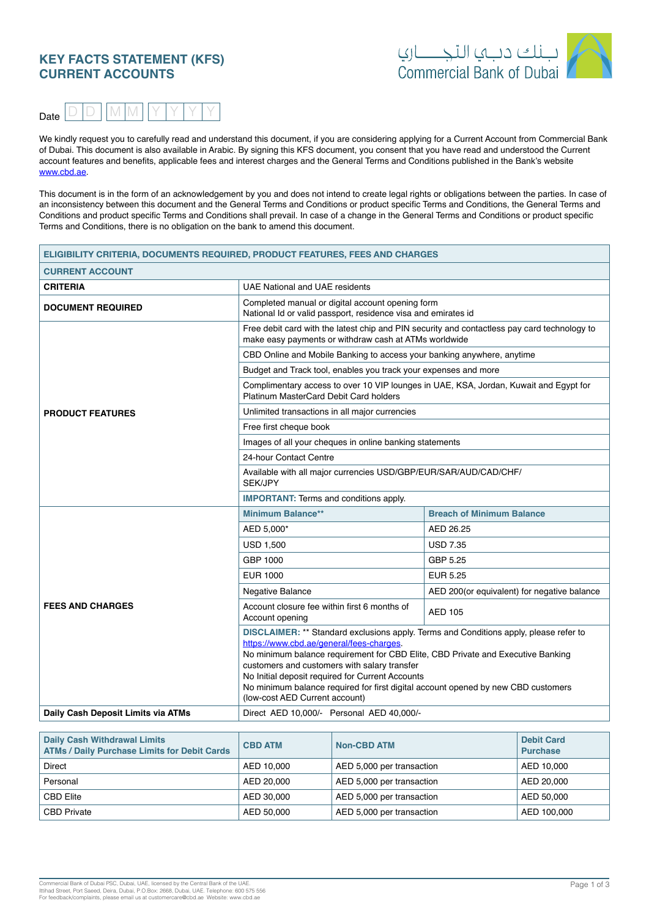# KEY FACTS STATEMENT (KFS)
# CURRENT ACCOUNTS

بـنك دبـي التجـــاري
Commercial Bank of Dubai

Date D D M M Y Y Y Y

We kindly request you to carefully read and understand this document, if you are considering applying for a Current Account from Commercial Bank of Dubai. This document is also available in Arabic. By signing this KFS document, you consent that you have read and understood the Current account features and benefits, applicable fees and interest charges and the General Terms and Conditions published in the Bank's website www.cbd.ae.

This document is in the form of an acknowledgement by you and does not intend to create legal rights or obligations between the parties. In case of an inconsistency between this document and the General Terms and Conditions or product specific Terms and Conditions, the General Terms and Conditions and product specific Terms and Conditions shall prevail. In case of a change in the General Terms and Conditions or product specific Terms and Conditions, there is no obligation on the bank to amend this document.

| ELIGIBILITY CRITERIA, DOCUMENTS REQUIRED, PRODUCT FEATURES, FEES AND CHARGES | | |
|---|---|---|
| **CURRENT ACCOUNT** | | |
| **CRITERIA** | UAE National and UAE residents | |
| **DOCUMENT REQUIRED** | Completed manual or digital account opening form<br>National Id or valid passport, residence visa and emirates id | |
| **PRODUCT FEATURES** | Free debit card with the latest chip and PIN security and contactless pay card technology to make easy payments or withdraw cash at ATMs worldwide | |
| | CBD Online and Mobile Banking to access your banking anywhere, anytime | |
| | Budget and Track tool, enables you track your expenses and more | |
| | Complimentary access to over 10 VIP lounges in UAE, KSA, Jordan, Kuwait and Egypt for Platinum MasterCard Debit Card holders | |
| | Unlimited transactions in all major currencies | |
| | Free first cheque book | |
| | Images of all your cheques in online banking statements | |
| | 24-hour Contact Centre | |
| | Available with all major currencies USD/GBP/EUR/SAR/AUD/CAD/CHF/SEK/JPY | |
| | **IMPORTANT:** Terms and conditions apply. | |
| **FEES AND CHARGES** | **Minimum Balance**** | **Breach of Minimum Balance** |
| | AED 5,000* | AED 26.25 |
| | USD 1,500 | USD 7.35 |
| | GBP 1000 | GBP 5.25 |
| | EUR 1000 | EUR 5.25 |
| | Negative Balance | AED 200(or equivalent) for negative balance |
| | Account closure fee within first 6 months of Account opening | AED 105 |
| | **DISCLAIMER:** ** Standard exclusions apply. Terms and Conditions apply, please refer to https://www.cbd.ae/general/fees-charges.<br>No minimum balance requirement for CBD Elite, CBD Private and Executive Banking customers and customers with salary transfer<br>No Initial deposit required for Current Accounts<br>No minimum balance required for first digital account opened by new CBD customers (low-cost AED Current account) | |
| **Daily Cash Deposit Limits via ATMs** | Direct AED 10,000/- Personal AED 40,000/- | |

| Daily Cash Withdrawal Limits ATMs / Daily Purchase Limits for Debit Cards | CBD ATM | Non-CBD ATM | Debit Card Purchase |
|---|---|---|---|
| Direct | AED 10,000 | AED 5,000 per transaction | AED 10,000 |
| Personal | AED 20,000 | AED 5,000 per transaction | AED 20,000 |
| CBD Elite | AED 30,000 | AED 5,000 per transaction | AED 50,000 |
| CBD Private | AED 50,000 | AED 5,000 per transaction | AED 100,000 |

Commercial Bank of Dubai PSC, Dubai, UAE, licensed by the Central Bank of the UAE.
Ittihad Street, Port Saeed, Deira, Dubai, P.O.Box: 2668, Dubai, UAE. Telephone: 600 575 556
For feedback/complaints, please email us at customercare@cbd.ae Website: www.cbd.ae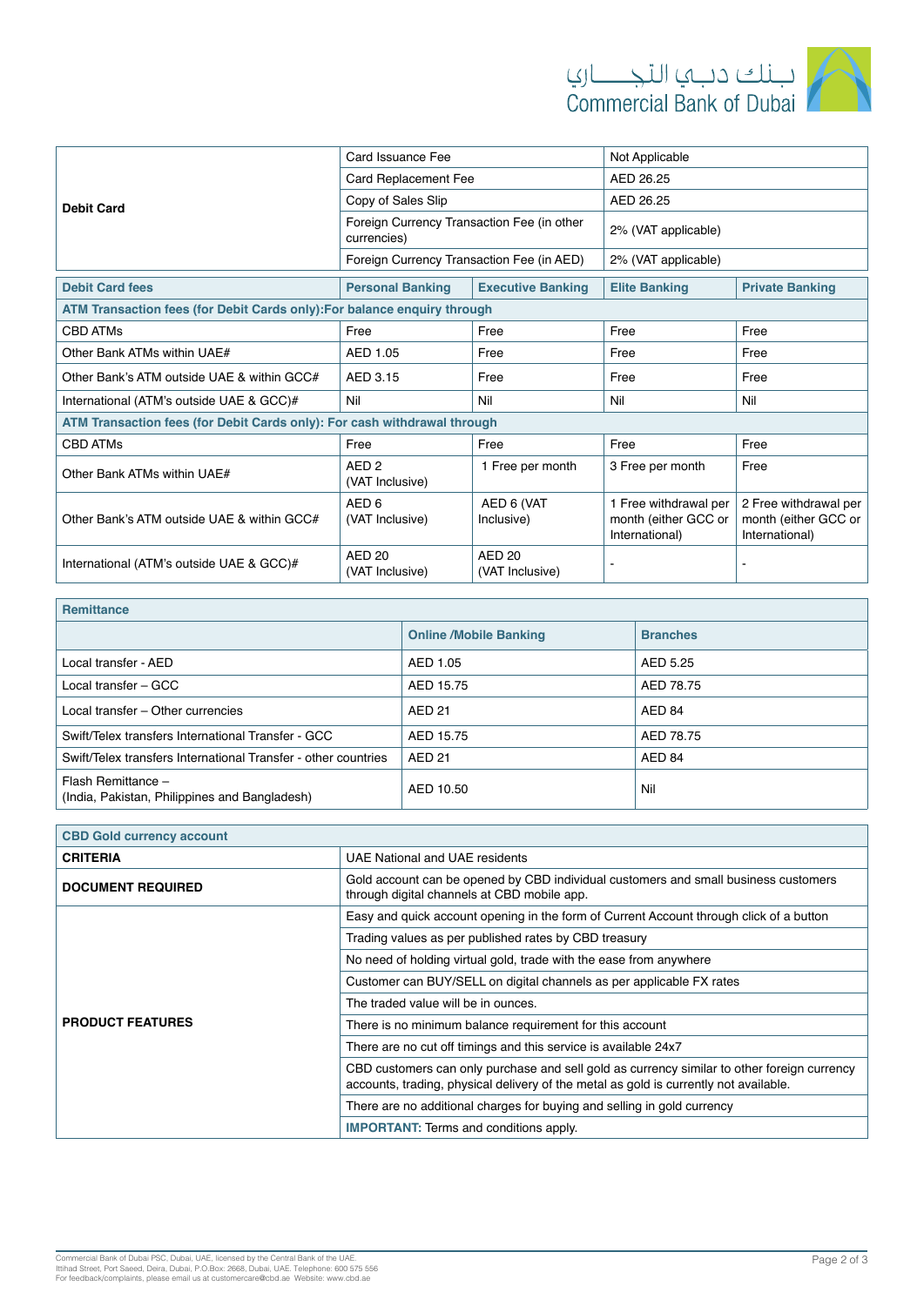| Debit Card | | |
|---|---|---|
| | Card Issuance Fee | Not Applicable |
| | Card Replacement Fee | AED 26.25 |
| | Copy of Sales Slip | AED 26.25 |
| | Foreign Currency Transaction Fee (in other currencies) | 2% (VAT applicable) |
| | Foreign Currency Transaction Fee (in AED) | 2% (VAT applicable) |

| Debit Card fees | Personal Banking | Executive Banking | Elite Banking | Private Banking |
|---|---|---|---|---|
| **ATM Transaction fees (for Debit Cards only):For balance enquiry through** | | | | |
| CBD ATMs | Free | Free | Free | Free |
| Other Bank ATMs within UAE# | AED 1.05 | Free | Free | Free |
| Other Bank's ATM outside UAE & within GCC# | AED 3.15 | Free | Free | Free |
| International (ATM's outside UAE & GCC)# | Nil | Nil | Nil | Nil |
| **ATM Transaction fees (for Debit Cards only): For cash withdrawal through** | | | | |
| CBD ATMs | Free | Free | Free | Free |
| Other Bank ATMs within UAE# | AED 2 (VAT Inclusive) | 1 Free per month | 3 Free per month | Free |
| Other Bank's ATM outside UAE & within GCC# | AED 6 (VAT Inclusive) | AED 6 (VAT Inclusive) | 1 Free withdrawal per month (either GCC or International) | 2 Free withdrawal per month (either GCC or International) |
| International (ATM's outside UAE & GCC)# | AED 20 (VAT Inclusive) | AED 20 (VAT Inclusive) | - | - |

| Remittance | Online /Mobile Banking | Branches |
|---|---|---|
| Local transfer - AED | AED 1.05 | AED 5.25 |
| Local transfer – GCC | AED 15.75 | AED 78.75 |
| Local transfer – Other currencies | AED 21 | AED 84 |
| Swift/Telex transfers International Transfer - GCC | AED 15.75 | AED 78.75 |
| Swift/Telex transfers International Transfer - other countries | AED 21 | AED 84 |
| Flash Remittance – (India, Pakistan, Philippines and Bangladesh) | AED 10.50 | Nil |

| CBD Gold currency account | |
|---|---|
| **CRITERIA** | UAE National and UAE residents |
| **DOCUMENT REQUIRED** | Gold account can be opened by CBD individual customers and small business customers through digital channels at CBD mobile app. |
| **PRODUCT FEATURES** | Easy and quick account opening in the form of Current Account through click of a button |
| | Trading values as per published rates by CBD treasury |
| | No need of holding virtual gold, trade with the ease from anywhere |
| | Customer can BUY/SELL on digital channels as per applicable FX rates |
| | The traded value will be in ounces. |
| | There is no minimum balance requirement for this account |
| | There are no cut off timings and this service is available 24x7 |
| | CBD customers can only purchase and sell gold as currency similar to other foreign currency accounts, trading, physical delivery of the metal as gold is currently not available. |
| | There are no additional charges for buying and selling in gold currency |
| | **IMPORTANT:** Terms and conditions apply. |

Commercial Bank of Dubai PSC, Dubai, UAE, licensed by the Central Bank of the UAE.
Itthad Street, Port Saeed, Deira, Dubai, P.O.Box: 2668, Dubai, UAE. Telephone: 600 575 556
For feedback/complaints, please email us at customercare@cbd.ae Website: www.cbd.ae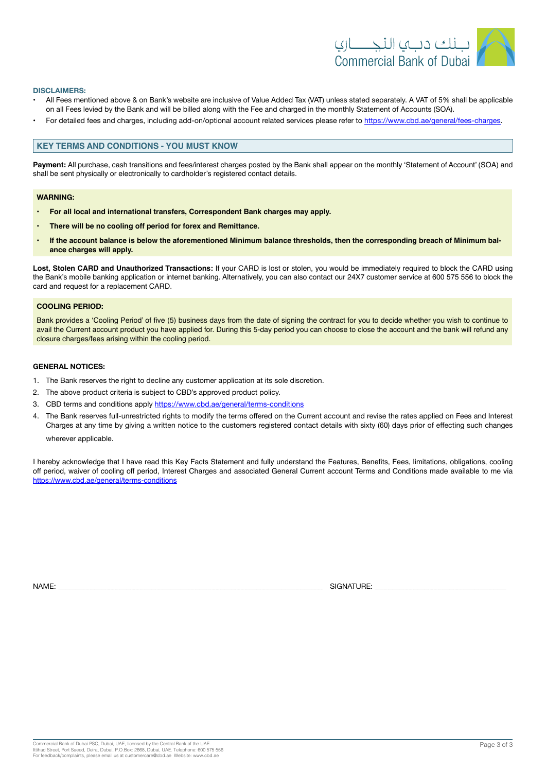**DISCLAIMERS:**

- All Fees mentioned above & on Bank's website are inclusive of Value Added Tax (VAT) unless stated separately. A VAT of 5% shall be applicable on all Fees levied by the Bank and will be billed along with the Fee and charged in the monthly Statement of Accounts (SOA).
- For detailed fees and charges, including add-on/optional account related services please refer to https://www.cbd.ae/general/fees-charges.

## KEY TERMS AND CONDITIONS - YOU MUST KNOW

**Payment:** All purchase, cash transitions and fees/interest charges posted by the Bank shall appear on the monthly 'Statement of Account' (SOA) and shall be sent physically or electronically to cardholder's registered contact details.

**WARNING:**

- **For all local and international transfers, Correspondent Bank charges may apply.**
- **There will be no cooling off period for forex and Remittance.**
- **If the account balance is below the aforementioned Minimum balance thresholds, then the corresponding breach of Minimum balance charges will apply.**

**Lost, Stolen CARD and Unauthorized Transactions:** If your CARD is lost or stolen, you would be immediately required to block the CARD using the Bank's mobile banking application or internet banking. Alternatively, you can also contact our 24X7 customer service at 600 575 556 to block the card and request for a replacement CARD.

**COOLING PERIOD:**

Bank provides a 'Cooling Period' of five (5) business days from the date of signing the contract for you to decide whether you wish to continue to avail the Current account product you have applied for. During this 5-day period you can choose to close the account and the bank will refund any closure charges/fees arising within the cooling period.

**GENERAL NOTICES:**

1. The Bank reserves the right to decline any customer application at its sole discretion.
2. The above product criteria is subject to CBD's approved product policy.
3. CBD terms and conditions apply https://www.cbd.ae/general/terms-conditions
4. The Bank reserves full-unrestricted rights to modify the terms offered on the Current account and revise the rates applied on Fees and Interest Charges at any time by giving a written notice to the customers registered contact details with sixty (60) days prior of effecting such changes wherever applicable.

I hereby acknowledge that I have read this Key Facts Statement and fully understand the Features, Benefits, Fees, limitations, obligations, cooling off period, waiver of cooling off period, Interest Charges and associated General Current account Terms and Conditions made available to me via https://www.cbd.ae/general/terms-conditions

NAME: ______________________________ SIGNATURE: ______________________________

Commercial Bank of Dubai PSC, Dubai, UAE, licensed by the Central Bank of the UAE.
Ittihad Street, Port Saeed, Deira, Dubai, P.O.Box: 2668, Dubai, UAE. Telephone: 600 575 556
For feedback/complaints, please email us at customercare@cbd.ae Website: www.cbd.ae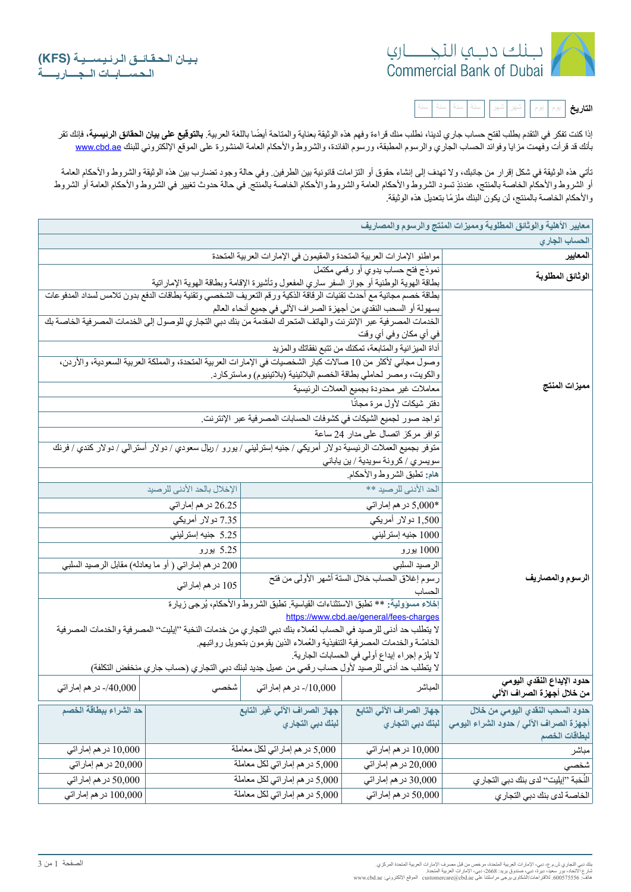# بنك دبي التجاري
# Commercial Bank of Dubai

## بيان الحقائق الرئيسية (KFS)
## الحسابات الجارية

**التاريخ** يوم يوم | شهر شهر | سنة سنة سنة سنة

إذا كنت تفكر في التقدم بطلب لفتح حساب جاري لدينا، نطلب منك قراءة وفهم هذه الوثيقة بعناية والمتاحة أيضًا باللغة العربية. **بالتوقيع على بيان الحقائق الرئيسية**، فإنك تقر بأنك قد قرأت وفهمت مزايا وفوائد الحساب الجاري والرسوم المطبقة، ورسوم الفائدة، والشروط والأحكام العامة المنشورة على الموقع الإلكتروني للبنك www.cbd.ae

تأتي هذه الوثيقة في شكل إقرار من جانبك، ولا تهدف إلى إنشاء حقوق أو التزامات قانونية بين الطرفين. وفي حالة وجود تضارب بين هذه الوثيقة والشروط والأحكام العامة أو الشروط والأحكام الخاصة بالمنتج، عندئذٍ تسود الشروط والأحكام العامة والشروط والأحكام الخاصة بالمنتج. في حالة حدوث تغيير في الشروط والأحكام العامة أو الشروط والأحكام الخاصة بالمنتج، لن يكون البنك ملزمًا بتعديل هذه الوثيقة.

| **معايير الأهلية والوثائق المطلوبة ومميزات المنتج والرسوم والمصاريف** | | | |
|---|---|---|---|
| **الحساب الجاري** | | | |
| **المعايير** | مواطنو الإمارات العربية المتحدة والمقيمون في الإمارات العربية المتحدة | | |
| **الوثائق المطلوبة** | نموذج فتح حساب يدوي أو رقمي مكتمل<br>بطاقة الهوية الوطنية أو جواز السفر ساري المفعول وتأشيرة الإقامة وبطاقة الهوية الإماراتية | | |
| **مميزات المنتج** | بطاقة خصم مجانية مع أحدث تقنيات الرقاقة الذكية ورقم التعريف الشخصي وتقنية بطاقات الدفع بدون تلامس لسداد المدفوعات بسهولة أو السحب النقدي من أجهزة الصراف الآلي في جميع أنحاء العالم | | |
| | الخدمات المصرفية عبر الإنترنت والهاتف المتحرك المقدمة من بنك دبي التجاري للوصول إلى الخدمات المصرفية الخاصة بك في أي مكان وفي أي وقت | | |
| | أداة الميزانية والمتابعة، تمكنك من تتبع نفقاتك والمزيد | | |
| | وصول مجاني لأكثر من 10 صالات كبار الشخصيات في الإمارات العربية المتحدة، والمملكة العربية السعودية، والأردن، والكويت، ومصر لحاملي بطاقة الخصم البلاتينية (بلاتينيوم) وماستركارد. | | |
| | معاملات غير محدودة بجميع العملات الرئيسية | | |
| | دفتر شيكات لأول مرة مجانًا | | |
| | تواجد صور لجميع الشيكات في كشوفات الحسابات المصرفية عبر الإنترنت. | | |
| | توافر مركز اتصال على مدار 24 ساعة | | |
| | متوفر بجميع العملات الرئيسية دولار أمريكي / جنيه إسترليني / يورو / ريال سعودي / دولار أسترالي / دولار كندي / فرنك سويسري / كرونة سويدية / ين ياباني | | |
| | **هام:** تطبق الشروط والأحكام. | | |
| **الرسوم والمصاريف** | الحد الأدنى للرصيد ** | | الإخلال بالحد الأدنى للرصيد |
| | *5,000 درهم إماراتي | | 26.25 درهم إماراتي |
| | 1,500 دولار أمريكي | | 7.35 دولار أمريكي |
| | 1000 جنيه إسترليني | | 5.25 جنيه إسترليني |
| | 1000 يورو | | 5.25 يورو |
| | الرصيد السلبي | | 200 درهم إماراتي ( أو ما يعادله) مقابل الرصيد السلبي |
| | رسوم إغلاق الحساب خلال الستة أشهر الأولى من فتح الحساب | | 105 درهم إماراتي |
| | **إخلاء مسؤولية:** ** تطبق الاستثناءات القياسية. تطبق الشروط والأحكام، يُرجى زيارة https://www.cbd.ae/general/fees-charges<br>لا يتطلب حد أدنى للرصيد في الحساب لعُملاء بنك دبي التجاري من خدمات النخبة "إيليت" المصرفية والخدمات المصرفية الخاصّة والخدمات المصرفية التنفيذية والعُملاء الذين يقومون بتحويل رواتبهم.<br>لا يلزم إجراء إيداع أولي في الحسابات الجارية.<br>لا يتطلب حد أدنى للرصيد لأول حساب رقمي من عميل جديد لبنك دبي التجاري (حساب جاري منخفض التكلفة) | | |
| **حدود الإيداع النقدي اليومي من خلال أجهزة الصراف الآلي** | المباشر: 10,000/- درهم إماراتي | | شخصي: 40,000/- درهم إماراتي |

| **حدود السحب النقدي اليومي من خلال أجهزة الصراف الآلي / حدود الشراء اليومي لبطاقات الخصم** | **جهاز الصراف الآلي التابع لبنك دبي التجاري** | **جهاز الصراف الآلي غير التابع لبنك دبي التجاري** | **حد الشراء ببطاقة الخصم** |
|---|---|---|---|
| مباشر | 10,000 درهم إماراتي | 5,000 درهم إماراتي لكل معاملة | 10,000 درهم إماراتي |
| شخصي | 20,000 درهم إماراتي | 5,000 درهم إماراتي لكل معاملة | 20,000 درهم إماراتي |
| النُخبة "إيليت" لدى بنك دبي التجاري | 30,000 درهم إماراتي | 5,000 درهم إماراتي لكل معاملة | 50,000 درهم إماراتي |
| الخاصة لدى بنك دبي التجاري | 50,000 درهم إماراتي | 5,000 درهم إماراتي لكل معاملة | 100,000 درهم إماراتي |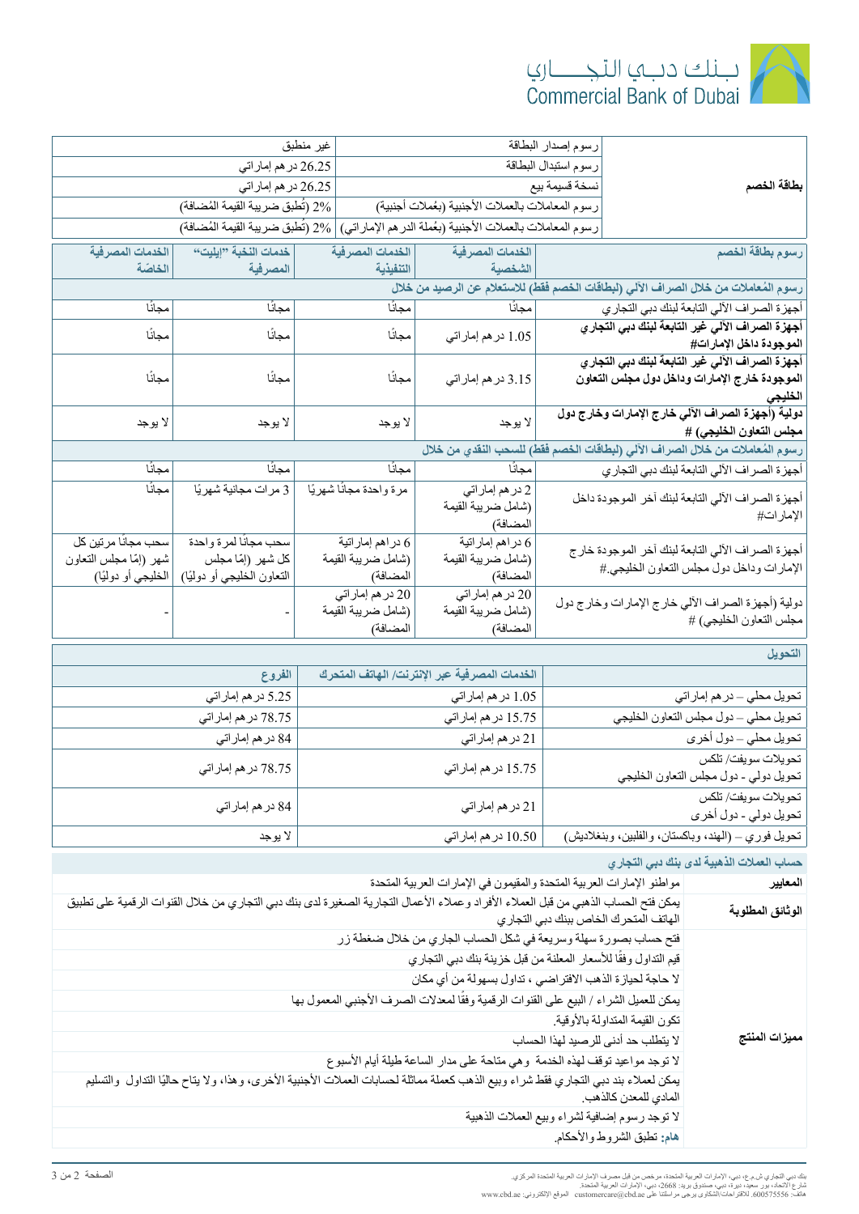| بطاقة الخصم | رسوم إصدار البطاقة | غير منطبق |
|---|---|---|
| | رسوم استبدال البطاقة | 26.25 درهم إماراتي |
| | نسخة قسيمة بيع | 26.25 درهم إماراتي |
| | رسوم المعاملات بالعملات الأجنبية (بعُملات أجنبية) | 2% (تُطبق ضريبة القيمة المُضافة) |
| | رسوم المعاملات بالعملات الأجنبية (بعُملة الدرهم الإماراتي) | 2% (تُطبق ضريبة القيمة المُضافة) |

| رسوم بطاقة الخصم | الخدمات المصرفية الشخصية | الخدمات المصرفية التنفيذية | خدمات النخبة "إيليت" المصرفية | الخدمات المصرفية الخاصّة |
|---|---|---|---|---|
| **رسوم المُعاملات من خلال الصراف الآلي (لبطاقات الخصم فقط) للاستعلام عن الرصيد من خلال** | | | | |
| أجهزة الصراف الآلي التابعة لبنك دبي التجاري | مجانًا | مجانًا | مجانًا | مجانًا |
| **أجهزة الصراف الآلي غير التابعة لبنك دبي التجاري الموجودة داخل الإمارات#** | 1.05 درهم إماراتي | مجانًا | مجانًا | مجانًا |
| **أجهزة الصراف الآلي غير التابعة لبنك دبي التجاري الموجودة خارج الإمارات وداخل دول مجلس التعاون الخليجي** | 3.15 درهم إماراتي | مجانًا | مجانًا | مجانًا |
| **دولية (أجهزة الصراف الآلي خارج الإمارات وخارج دول مجلس التعاون الخليجي) #** | لا يوجد | لا يوجد | لا يوجد | لا يوجد |
| **رسوم المُعاملات من خلال الصراف الآلي (لبطاقات الخصم فقط) للسحب النقدي من خلال** | | | | |
| أجهزة الصراف الآلي التابعة لبنك دبي التجاري | مجانًا | مجانًا | مجانًا | مجانًا |
| أجهزة الصراف الآلي التابعة لبنك آخر الموجودة داخل الإمارات# | 2 درهم إماراتي (شامل ضريبة القيمة المضافة) | مرة واحدة مجانًا شهريًا | 3 مرات مجانية شهريًا | مجانًا |
| أجهزة الصراف الآلي التابعة لبنك آخر الموجودة خارج الإمارات وداخل دول مجلس التعاون الخليجي.# | 6 دراهم إماراتية (شامل ضريبة القيمة المضافة) | 6 دراهم إماراتية (شامل ضريبة القيمة المضافة) | سحب مجانًا لمرة واحدة كل شهر (إمّا مجلس التعاون الخليجي أو دوليًا) | سحب مجانًا مرتين كل شهر (إمّا مجلس التعاون الخليجي أو دوليًا) |
| دولية (أجهزة الصراف الآلي خارج الإمارات وخارج دول مجلس التعاون الخليجي) # | 20 درهم إماراتي (شامل ضريبة القيمة المضافة) | 20 درهم إماراتي (شامل ضريبة القيمة المضافة) | - | - |

| التحويل | الخدمات المصرفية عبر الإنترنت/ الهاتف المتحرك | الفروع |
|---|---|---|
| تحويل محلي – درهم إماراتي | 1.05 درهم إماراتي | 5.25 درهم إماراتي |
| تحويل محلي – دول مجلس التعاون الخليجي | 15.75 درهم إماراتي | 78.75 درهم إماراتي |
| تحويل محلي – دول أخرى | 21 درهم إماراتي | 84 درهم إماراتي |
| تحويلات سويفت/ تلكس تحويل دولي - دول مجلس التعاون الخليجي | 15.75 درهم إماراتي | 78.75 درهم إماراتي |
| تحويلات سويفت/ تلكس تحويل دولي - دول أخرى | 21 درهم إماراتي | 84 درهم إماراتي |
| تحويل فوري – (الهند، وباكستان، والفلبين، وبنغلاديش) | 10.50 درهم إماراتي | لا يوجد |

| حساب العملات الذهبية لدى بنك دبي التجاري | |
|---|---|
| **المعايير** | مواطنو الإمارات العربية المتحدة والمقيمون في الإمارات العربية المتحدة |
| **الوثائق المطلوبة** | يمكن فتح الحساب الذهبي من قبل العملاء الأفراد وعملاء الأعمال التجارية الصغيرة لدى بنك دبي التجاري من خلال القنوات الرقمية على تطبيق الهاتف المتحرك الخاص ببنك دبي التجاري |
| **مميزات المنتج** | فتح حساب بصورة سهلة وسريعة في شكل الحساب الجاري من خلال ضغطة زر |
| | قيم التداول وفقًا للأسعار المعلنة من قبل خزينة بنك دبي التجاري |
| | لا حاجة لحيازة الذهب الافتراضي ، تداول بسهولة من أي مكان |
| | يمكن للعميل الشراء / البيع على القنوات الرقمية وفقًا لمعدلات الصرف الأجنبي المعمول بها |
| | تكون القيمة المتداولة بالأوقية. |
| | لا يتطلب حد أدنى للرصيد لهذا الحساب |
| | لا توجد مواعيد توقف لهذه الخدمة وهي متاحة على مدار الساعة طيلة أيام الأسبوع |
| | يمكن لعملاء بند دبي التجاري فقط شراء وبيع الذهب كعملة مماثلة لحسابات العملات الأجنبية الأخرى، وهذا، ولا يتاح حاليًا التداول والتسليم المادي للمعدن كالذهب. |
| | لا توجد رسوم إضافية لشراء وبيع العملات الذهبية |
| | **هام:** تطبق الشروط والأحكام. |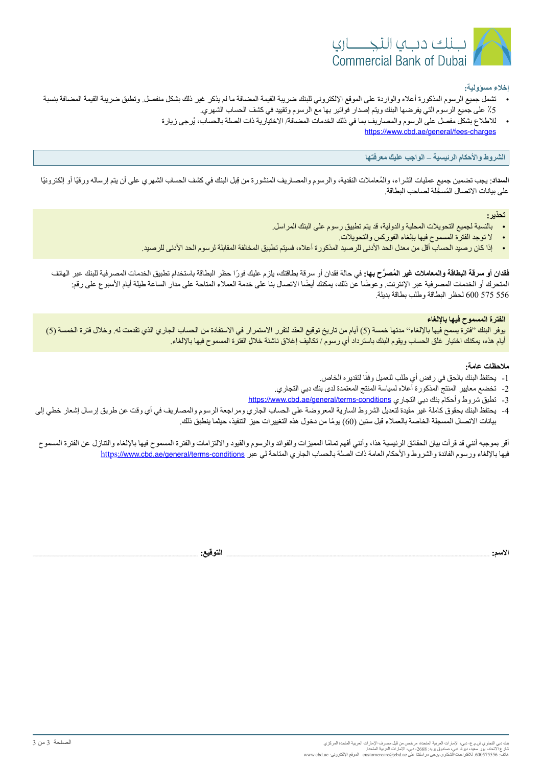**إخلاء مسؤولية:**

- تشمل جميع الرسوم المذكورة أعلاه والواردة على الموقع الإلكتروني للبنك ضريبة القيمة المضافة ما لم يذكر غير ذلك بشكل منفصل. وتطبق ضريبة القيمة المضافة بنسبة 5٪ على جميع الرسوم التي يفرضها البنك ويتم إصدار فواتير بها مع الرسوم وتقييد في كشف الحساب الشهري.
- للاطلاع بشكل مفصل على الرسوم والمصاريف بما في ذلك الخدمات المضافة/ الاختيارية ذات الصلة بالحساب، يُرجى زيارة https://www.cbd.ae/general/fees-charges

## الشروط والأحكام الرئيسية – الواجب عليك معرفتها

**السداد:** يجب تضمين جميع عمليات الشراء، والمُعاملات النقدية، والرسوم والمصاريف المنشورة من قِبل البنك في كشف الحساب الشهري على أن يتم إرساله ورقيًا أو إلكترونيًا على بيانات الاتصال المُسجّلة لصاحب البطاقة.

**تحذير:**

- بالنسبة لجميع التحويلات المحلية والدولية، قد يتم تطبيق رسوم على البنك المراسل.
- لا توجد الفترة المسموح فيها بإلغاء الفوركس والتحويلات.
- إذا كان رصيد الحساب أقل من معدل الحد الأدنى للرصيد المذكورة أعلاه، فسيتم تطبيق المخالفة المقابلة لرسوم الحد الأدنى للرصيد.

**فقدان أو سرقة البطاقة والمعاملات غير المُصرَّح بها:** في حالة فقدان أو سرقة بطاقتك، يلزم عليك فورًا حظر البطاقة باستخدام تطبيق الخدمات المصرفية للبنك عبر الهاتف المتحرك أو الخدمات المصرفية عبر الإنترنت. وعوضًا عن ذلك، يمكنك أيضًا الاتصال بنا على خدمة العملاء المتاحة على مدار الساعة طيلة أيام الأسبوع على رقم: 556 575 600 لحظر البطاقة وطلب بطاقة بديلة.

**الفترة المسموح فيها بالإلغاء**

يوفر البنك "فترة يسمح فيها بالإلغاء" مدتها خمسة (5) أيام من تاريخ توقيع العقد لتقرر الاستمرار في الاستفادة من الحساب الجاري الذي تقدمت له. وخلال فترة الخمسة (5) أيام هذه، يمكنك اختيار غلق الحساب ويقوم البنك باسترداد أي رسوم / تكاليف إغلاق ناشئة خلال الفترة المسموح فيها بالإلغاء.

**ملاحظات عامة:**

1- يحتفظ البنك بالحق في رفض أي طلب للعميل وفقًا لتقديره الخاص.
2- تخضع معايير المنتج المذكورة أعلاه لسياسة المنتج المعتمدة لدى بنك دبي التجاري.
3- تطبق شروط وأحكام بنك دبي التجاري https://www.cbd.ae/general/terms-conditions
4- يحتفظ البنك بحقوق كاملة غير مقيدة لتعديل الشروط السارية المعروضة على الحساب الجاري ومراجعة الرسوم والمصاريف في أي وقت عن طريق إرسال إشعار خطي إلى بيانات الاتصال المسجلة الخاصة بالعملاء قبل ستين (60) يومًا من دخول هذه التغييرات حيز التنفيذ، حيثما ينطبق ذلك.

أقر بموجبه أنني قد قرأت بيان الحقائق الرئيسية هذا، وأنني أفهم تمامًا المميزات والفوائد والرسوم والقيود والالتزامات والفترة المسموح فيها بالإلغاء والتنازل عن الفترة المسموح فيها بالإلغاء ورسوم الفائدة والشروط والأحكام العامة ذات الصلة بالحساب الجاري المتاحة لي عبر https://www.cbd.ae/general/terms-conditions

**الاسم:** ______________________ **التوقيع:** ______________________

بنك دبي التجاري ش.م.ع، دبي، الإمارات العربية المتحدة، مرخص من قبل مصرف الإمارات العربية المتحدة المركزي.
شارع الاتحاد، بور سعيد، ديرة، دبي، صندوق بريد: 2668، دبي، الإمارات العربية المتحدة.
هاتف: 600575556. للاقتراحات/الشكاوى يرجى مراسلتنا على customercare@cbd.ae الموقع الإلكتروني: www.cbd.ae